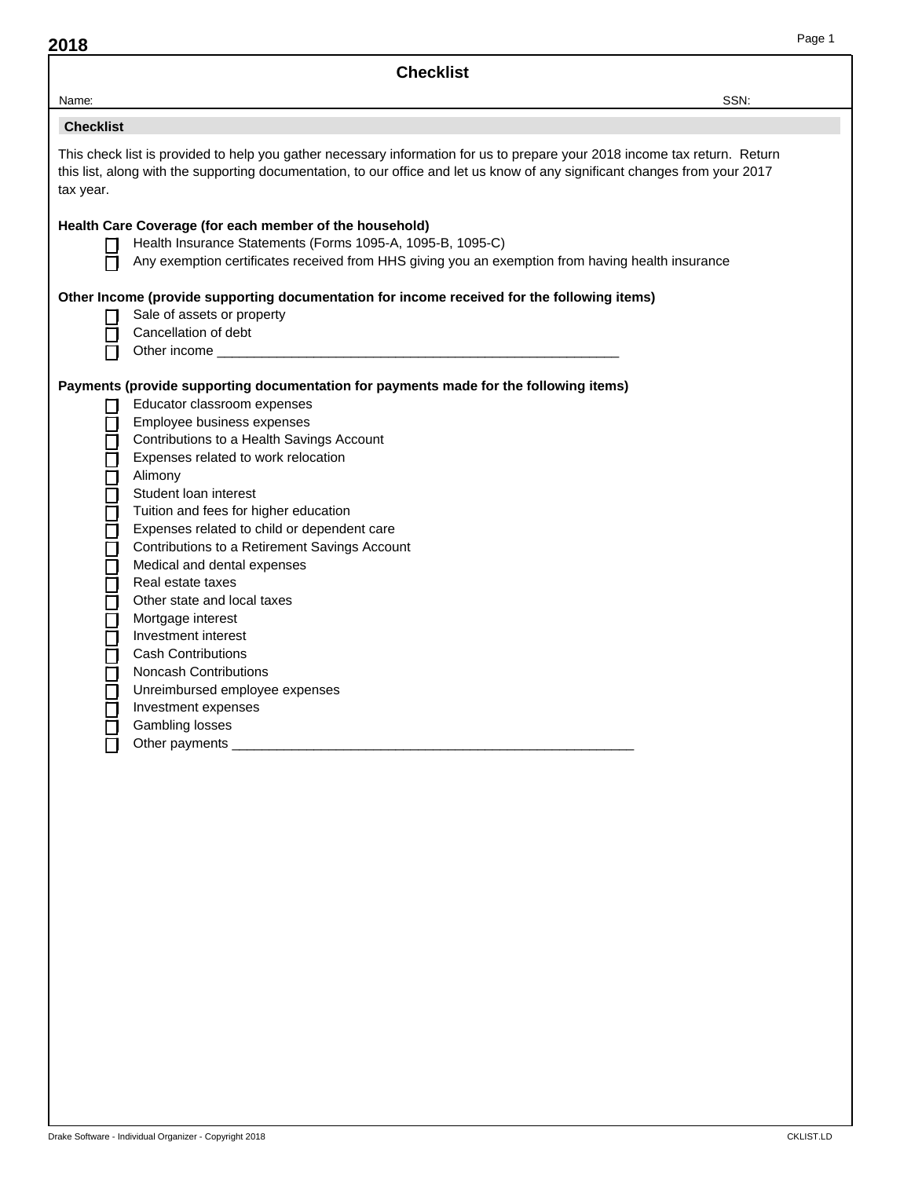2018

# Checklist

Name: SSN:

## Checklist

This check list is provided to help you gather necessary information for us to prepare your 2018 income tax return. Return this list, along with the supporting documentation, to our office and let us know of any significant changes from your 2017 tax year.

**Health Care Coverage (for each member of the household)**

- [ ] Health Insurance Statements (Forms 1095-A, 1095-B, 1095-C)
- [ ] Any exemption certificates received from HHS giving you an exemption from having health insurance

**Other Income (provide supporting documentation for income received for the following items)**

- [ ] Sale of assets or property
- [ ] Cancellation of debt
- [ ] Other income ________________________________________________________

**Payments (provide supporting documentation for payments made for the following items)**

- [ ] Educator classroom expenses
- [ ] Employee business expenses
- [ ] Contributions to a Health Savings Account
- [ ] Expenses related to work relocation
- [ ] Alimony
- [ ] Student loan interest
- [ ] Tuition and fees for higher education
- [ ] Expenses related to child or dependent care
- [ ] Contributions to a Retirement Savings Account
- [ ] Medical and dental expenses
- [ ] Real estate taxes
- [ ] Other state and local taxes
- [ ] Mortgage interest
- [ ] Investment interest
- [ ] Cash Contributions
- [ ] Noncash Contributions
- [ ] Unreimbursed employee expenses
- [ ] Investment expenses
- [ ] Gambling losses
- [ ] Other payments ________________________________________________________

Drake Software - Individual Organizer - Copyright 2018 CKLIST.LD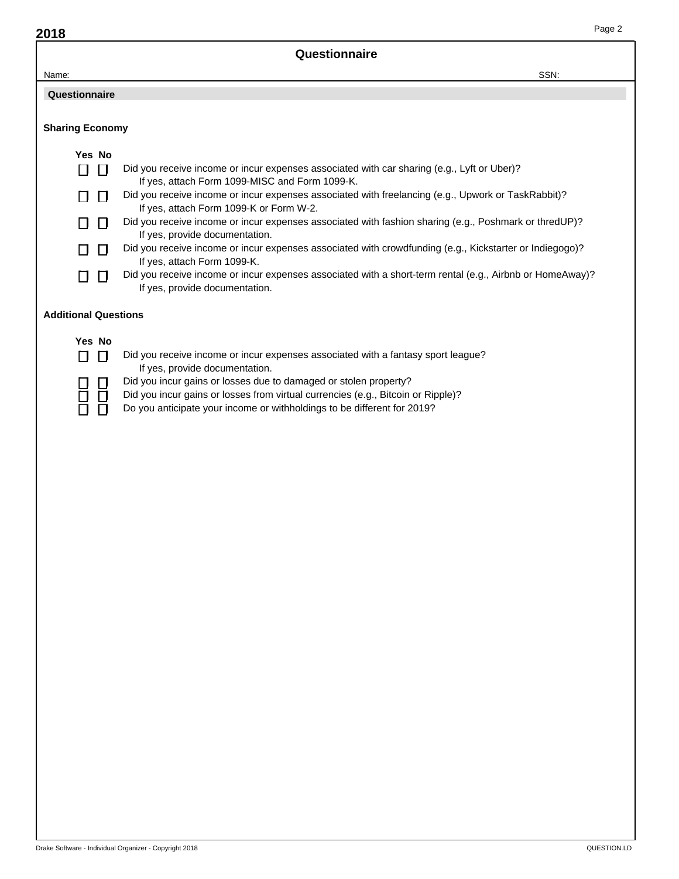# Questionnaire

Name: SSN:

## Questionnaire

### Sharing Economy

| Yes | No | |
|---|---|---|
| ☐ | ☐ | Did you receive income or incur expenses associated with car sharing (e.g., Lyft or Uber)? If yes, attach Form 1099-MISC and Form 1099-K. |
| ☐ | ☐ | Did you receive income or incur expenses associated with freelancing (e.g., Upwork or TaskRabbit)? If yes, attach Form 1099-K or Form W-2. |
| ☐ | ☐ | Did you receive income or incur expenses associated with fashion sharing (e.g., Poshmark or thredUP)? If yes, provide documentation. |
| ☐ | ☐ | Did you receive income or incur expenses associated with crowdfunding (e.g., Kickstarter or Indiegogo)? If yes, attach Form 1099-K. |
| ☐ | ☐ | Did you receive income or incur expenses associated with a short-term rental (e.g., Airbnb or HomeAway)? If yes, provide documentation. |

### Additional Questions

| Yes | No | |
|---|---|---|
| ☐ | ☐ | Did you receive income or incur expenses associated with a fantasy sport league? If yes, provide documentation. |
| ☐ | ☐ | Did you incur gains or losses due to damaged or stolen property? |
| ☐ | ☐ | Did you incur gains or losses from virtual currencies (e.g., Bitcoin or Ripple)? |
| ☐ | ☐ | Do you anticipate your income or withholdings to be different for 2019? |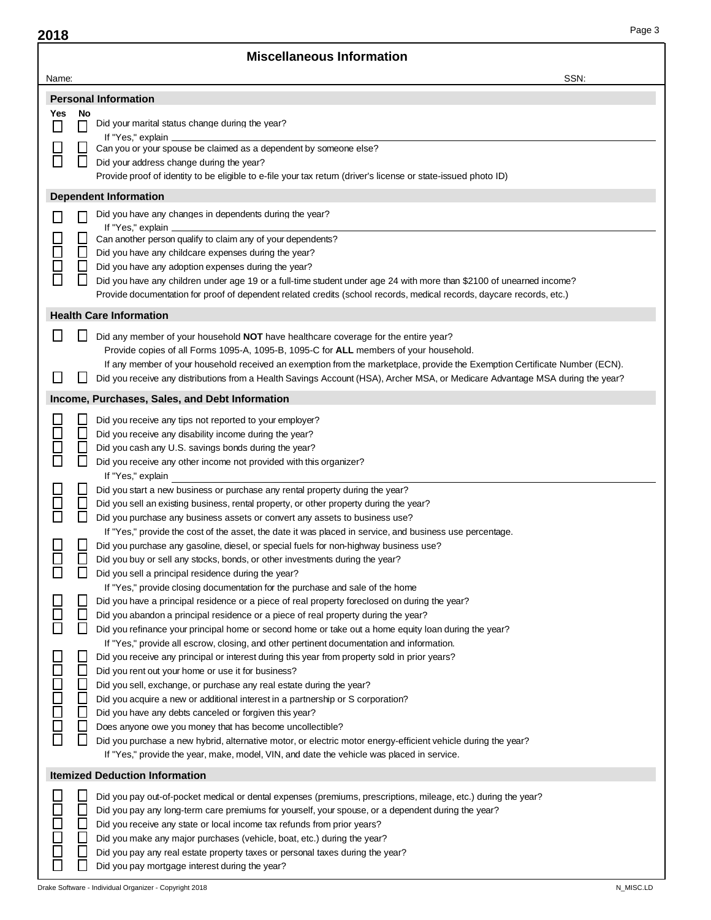**2018**

# Miscellaneous Information

Name: SSN:

## Personal Information

| Yes | No | |
|---|---|---|
| ☐ | ☐ | Did your marital status change during the year? |
| | | If "Yes," explain ____________ |
| ☐ | ☐ | Can you or your spouse be claimed as a dependent by someone else? |
| ☐ | ☐ | Did your address change during the year? |
| | | Provide proof of identity to be eligible to e-file your tax return (driver's license or state-issued photo ID) |

## Dependent Information

| Yes | No | |
|---|---|---|
| ☐ | ☐ | Did you have any changes in dependents during the year? |
| | | If "Yes," explain ____________ |
| ☐ | ☐ | Can another person qualify to claim any of your dependents? |
| ☐ | ☐ | Did you have any childcare expenses during the year? |
| ☐ | ☐ | Did you have any adoption expenses during the year? |
| ☐ | ☐ | Did you have any children under age 19 or a full-time student under age 24 with more than $2100 of unearned income? |
| | | Provide documentation for proof of dependent related credits (school records, medical records, daycare records, etc.) |

## Health Care Information

| Yes | No | |
|---|---|---|
| ☐ | ☐ | Did any member of your household **NOT** have healthcare coverage for the entire year? |
| | | Provide copies of all Forms 1095-A, 1095-B, 1095-C for **ALL** members of your household. |
| | | If any member of your household received an exemption from the marketplace, provide the Exemption Certificate Number (ECN). |
| ☐ | ☐ | Did you receive any distributions from a Health Savings Account (HSA), Archer MSA, or Medicare Advantage MSA during the year? |

## Income, Purchases, Sales, and Debt Information

| Yes | No | |
|---|---|---|
| ☐ | ☐ | Did you receive any tips not reported to your employer? |
| ☐ | ☐ | Did you receive any disability income during the year? |
| ☐ | ☐ | Did you cash any U.S. savings bonds during the year? |
| ☐ | ☐ | Did you receive any other income not provided with this organizer? |
| | | If "Yes," explain ____________ |
| ☐ | ☐ | Did you start a new business or purchase any rental property during the year? |
| ☐ | ☐ | Did you sell an existing business, rental property, or other property during the year? |
| ☐ | ☐ | Did you purchase any business assets or convert any assets to business use? |
| | | If "Yes," provide the cost of the asset, the date it was placed in service, and business use percentage. |
| ☐ | ☐ | Did you purchase any gasoline, diesel, or special fuels for non-highway business use? |
| ☐ | ☐ | Did you buy or sell any stocks, bonds, or other investments during the year? |
| ☐ | ☐ | Did you sell a principal residence during the year? |
| | | If "Yes," provide closing documentation for the purchase and sale of the home |
| ☐ | ☐ | Did you have a principal residence or a piece of real property foreclosed on during the year? |
| ☐ | ☐ | Did you abandon a principal residence or a piece of real property during the year? |
| ☐ | ☐ | Did you refinance your principal home or second home or take out a home equity loan during the year? |
| | | If "Yes," provide all escrow, closing, and other pertinent documentation and information. |
| ☐ | ☐ | Did you receive any principal or interest during this year from property sold in prior years? |
| ☐ | ☐ | Did you rent out your home or use it for business? |
| ☐ | ☐ | Did you sell, exchange, or purchase any real estate during the year? |
| ☐ | ☐ | Did you acquire a new or additional interest in a partnership or S corporation? |
| ☐ | ☐ | Did you have any debts canceled or forgiven this year? |
| ☐ | ☐ | Does anyone owe you money that has become uncollectible? |
| ☐ | ☐ | Did you purchase a new hybrid, alternative motor, or electric motor energy-efficient vehicle during the year? |
| | | If "Yes," provide the year, make, model, VIN, and date the vehicle was placed in service. |

## Itemized Deduction Information

| Yes | No | |
|---|---|---|
| ☐ | ☐ | Did you pay out-of-pocket medical or dental expenses (premiums, prescriptions, mileage, etc.) during the year? |
| ☐ | ☐ | Did you pay any long-term care premiums for yourself, your spouse, or a dependent during the year? |
| ☐ | ☐ | Did you receive any state or local income tax refunds from prior years? |
| ☐ | ☐ | Did you make any major purchases (vehicle, boat, etc.) during the year? |
| ☐ | ☐ | Did you pay any real estate property taxes or personal taxes during the year? |
| ☐ | ☐ | Did you pay mortgage interest during the year? |

Drake Software - Individual Organizer - Copyright 2018 N_MISC.LD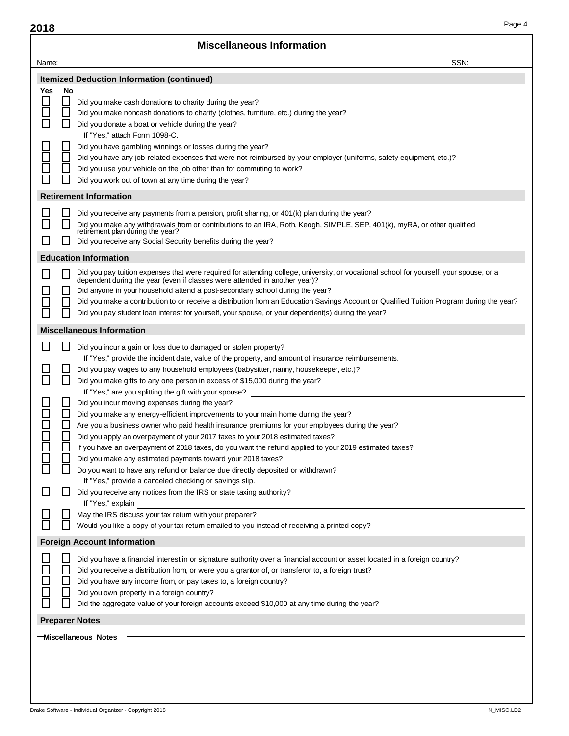**2018**

# Miscellaneous Information

Name: SSN:

## Itemized Deduction Information (continued)

| Yes | No | |
|---|---|---|
| ☐ | ☐ | Did you make cash donations to charity during the year? |
| ☐ | ☐ | Did you make noncash donations to charity (clothes, furniture, etc.) during the year? |
| ☐ | ☐ | Did you donate a boat or vehicle during the year? If "Yes," attach Form 1098-C. |
| ☐ | ☐ | Did you have gambling winnings or losses during the year? |
| ☐ | ☐ | Did you have any job-related expenses that were not reimbursed by your employer (uniforms, safety equipment, etc.)? |
| ☐ | ☐ | Did you use your vehicle on the job other than for commuting to work? |
| ☐ | ☐ | Did you work out of town at any time during the year? |

## Retirement Information

| Yes | No | |
|---|---|---|
| ☐ | ☐ | Did you receive any payments from a pension, profit sharing, or 401(k) plan during the year? |
| ☐ | ☐ | Did you make any withdrawals from or contributions to an IRA, Roth, Keogh, SIMPLE, SEP, 401(k), myRA, or other qualified retirement plan during the year? |
| ☐ | ☐ | Did you receive any Social Security benefits during the year? |

## Education Information

| Yes | No | |
|---|---|---|
| ☐ | ☐ | Did you pay tuition expenses that were required for attending college, university, or vocational school for yourself, your spouse, or a dependent during the year (even if classes were attended in another year)? |
| ☐ | ☐ | Did anyone in your household attend a post-secondary school during the year? |
| ☐ | ☐ | Did you make a contribution to or receive a distribution from an Education Savings Account or Qualified Tuition Program during the year? |
| ☐ | ☐ | Did you pay student loan interest for yourself, your spouse, or your dependent(s) during the year? |

## Miscellaneous Information

| Yes | No | |
|---|---|---|
| ☐ | ☐ | Did you incur a gain or loss due to damaged or stolen property? If "Yes," provide the incident date, value of the property, and amount of insurance reimbursements. |
| ☐ | ☐ | Did you pay wages to any household employees (babysitter, nanny, housekeeper, etc.)? |
| ☐ | ☐ | Did you make gifts to any one person in excess of $15,000 during the year? If "Yes," are you splitting the gift with your spouse? ______ |
| ☐ | ☐ | Did you incur moving expenses during the year? |
| ☐ | ☐ | Did you make any energy-efficient improvements to your main home during the year? |
| ☐ | ☐ | Are you a business owner who paid health insurance premiums for your employees during the year? |
| ☐ | ☐ | Did you apply an overpayment of your 2017 taxes to your 2018 estimated taxes? |
| ☐ | ☐ | If you have an overpayment of 2018 taxes, do you want the refund applied to your 2019 estimated taxes? |
| ☐ | ☐ | Did you make any estimated payments toward your 2018 taxes? |
| ☐ | ☐ | Do you want to have any refund or balance due directly deposited or withdrawn? If "Yes," provide a canceled checking or savings slip. |
| ☐ | ☐ | Did you receive any notices from the IRS or state taxing authority? If "Yes," explain ______ |
| ☐ | ☐ | May the IRS discuss your tax return with your preparer? |
| ☐ | ☐ | Would you like a copy of your tax return emailed to you instead of receiving a printed copy? |

## Foreign Account Information

| Yes | No | |
|---|---|---|
| ☐ | ☐ | Did you have a financial interest in or signature authority over a financial account or asset located in a foreign country? |
| ☐ | ☐ | Did you receive a distribution from, or were you a grantor of, or transferor to, a foreign trust? |
| ☐ | ☐ | Did you have any income from, or pay taxes to, a foreign country? |
| ☐ | ☐ | Did you own property in a foreign country? |
| ☐ | ☐ | Did the aggregate value of your foreign accounts exceed $10,000 at any time during the year? |

## Preparer Notes

**Miscellaneous Notes**

Drake Software - Individual Organizer - Copyright 2018 N_MISC.LD2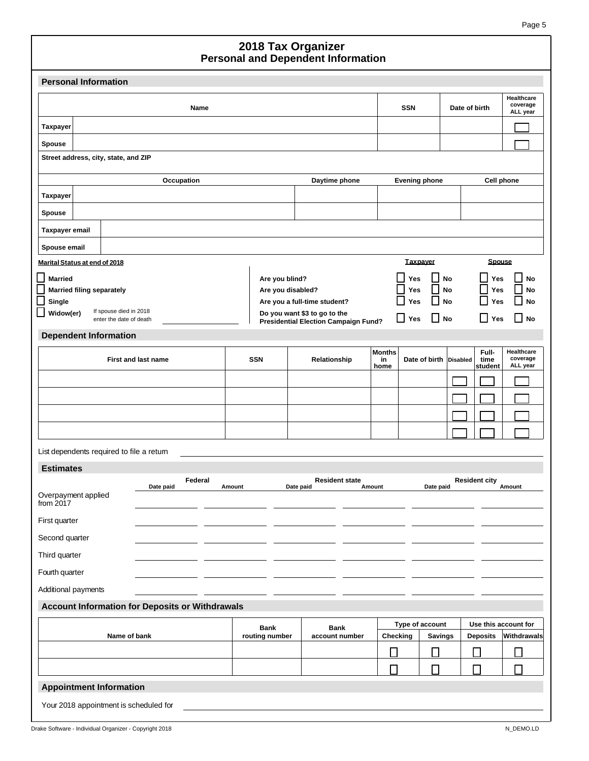# 2018 Tax Organizer
## Personal and Dependent Information

### Personal Information

| | Name | SSN | Date of birth | Healthcare coverage ALL year |
|---|---|---|---|---|
| Taxpayer | | | | ☐ |
| Spouse | | | | ☐ |

Street address, city, state, and ZIP

| | Occupation | Daytime phone | Evening phone | Cell phone |
|---|---|---|---|---|
| Taxpayer | | | | |
| Spouse | | | | |

| | |
|---|---|
| Taxpayer email | |
| Spouse email | |

**Marital Status at end of 2018**

- ☐ Married
- ☐ Married filing separately
- ☐ Single
- ☐ Widow(er) — If spouse died in 2018 enter the date of death ____________

| | Taxpayer | | Spouse | |
|---|---|---|---|---|
| Are you blind? | ☐ Yes | ☐ No | ☐ Yes | ☐ No |
| Are you disabled? | ☐ Yes | ☐ No | ☐ Yes | ☐ No |
| Are you a full-time student? | ☐ Yes | ☐ No | ☐ Yes | ☐ No |
| Do you want $3 to go to the Presidential Election Campaign Fund? | ☐ Yes | ☐ No | ☐ Yes | ☐ No |

### Dependent Information

| First and last name | SSN | Relationship | Months in home | Date of birth | Disabled | Full-time student | Healthcare coverage ALL year |
|---|---|---|---|---|---|---|---|
| | | | | | ☐ | ☐ | ☐ |
| | | | | | ☐ | ☐ | ☐ |
| | | | | | ☐ | ☐ | ☐ |
| | | | | | ☐ | ☐ | ☐ |

List dependents required to file a return ____________

### Estimates

| | Federal | | Resident state | | Resident city | |
|---|---|---|---|---|---|---|
| | Date paid | Amount | Date paid | Amount | Date paid | Amount |
| Overpayment applied from 2017 | | | | | | |
| First quarter | | | | | | |
| Second quarter | | | | | | |
| Third quarter | | | | | | |
| Fourth quarter | | | | | | |
| Additional payments | | | | | | |

### Account Information for Deposits or Withdrawals

| Name of bank | Bank routing number | Bank account number | Type of account | | Use this account for | |
|---|---|---|---|---|---|---|
| | | | Checking | Savings | Deposits | Withdrawals |
| | | | ☐ | ☐ | ☐ | ☐ |
| | | | ☐ | ☐ | ☐ | ☐ |

### Appointment Information

Your 2018 appointment is scheduled for ____________

Drake Software - Individual Organizer - Copyright 2018 N_DEMO.LD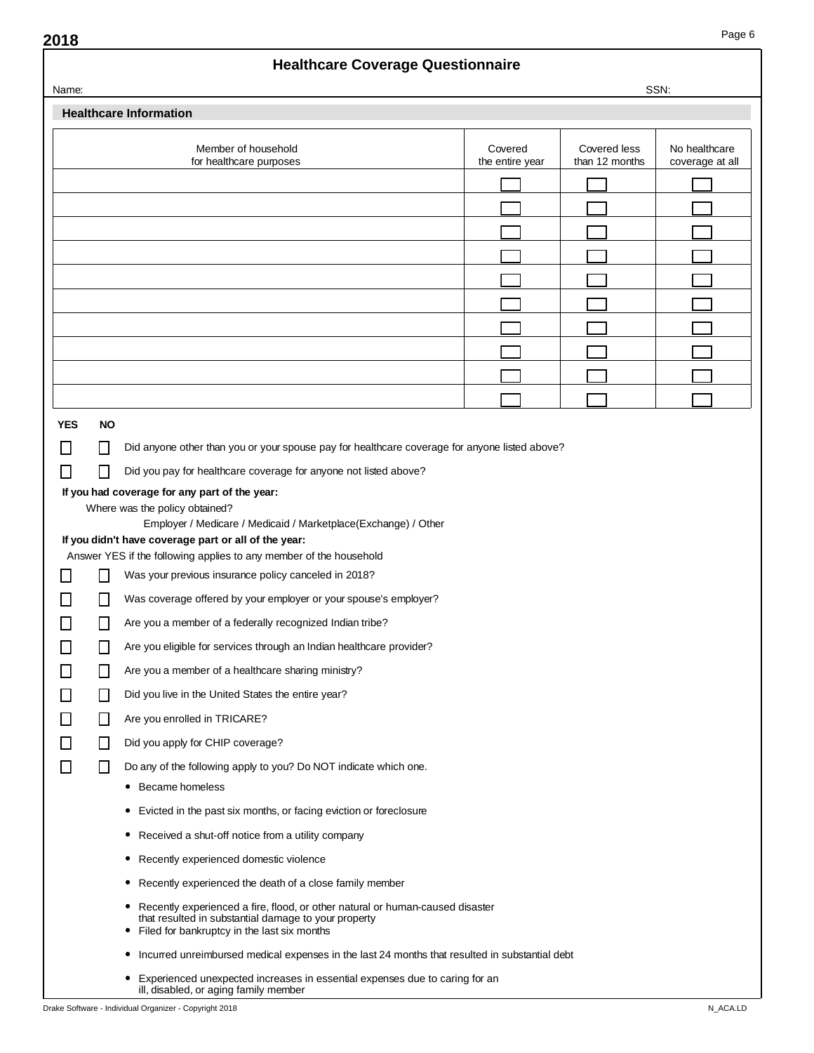**2018**

# Healthcare Coverage Questionnaire

Name: SSN:

## Healthcare Information

| Member of household for healthcare purposes | Covered the entire year | Covered less than 12 months | No healthcare coverage at all |
|---|---|---|---|
| | ☐ | ☐ | ☐ |
| | ☐ | ☐ | ☐ |
| | ☐ | ☐ | ☐ |
| | ☐ | ☐ | ☐ |
| | ☐ | ☐ | ☐ |
| | ☐ | ☐ | ☐ |
| | ☐ | ☐ | ☐ |
| | ☐ | ☐ | ☐ |
| | ☐ | ☐ | ☐ |
| | ☐ | ☐ | ☐ |

| YES | NO | |
|---|---|---|
| ☐ | ☐ | Did anyone other than you or your spouse pay for healthcare coverage for anyone listed above? |
| ☐ | ☐ | Did you pay for healthcare coverage for anyone not listed above? |

**If you had coverage for any part of the year:**

Where was the policy obtained?

Employer / Medicare / Medicaid / Marketplace(Exchange) / Other

**If you didn't have coverage part or all of the year:**

Answer YES if the following applies to any member of the household

| YES | NO | |
|---|---|---|
| ☐ | ☐ | Was your previous insurance policy canceled in 2018? |
| ☐ | ☐ | Was coverage offered by your employer or your spouse's employer? |
| ☐ | ☐ | Are you a member of a federally recognized Indian tribe? |
| ☐ | ☐ | Are you eligible for services through an Indian healthcare provider? |
| ☐ | ☐ | Are you a member of a healthcare sharing ministry? |
| ☐ | ☐ | Did you live in the United States the entire year? |
| ☐ | ☐ | Are you enrolled in TRICARE? |
| ☐ | ☐ | Did you apply for CHIP coverage? |
| ☐ | ☐ | Do any of the following apply to you? Do NOT indicate which one. |

- Became homeless
- Evicted in the past six months, or facing eviction or foreclosure
- Received a shut-off notice from a utility company
- Recently experienced domestic violence
- Recently experienced the death of a close family member
- Recently experienced a fire, flood, or other natural or human-caused disaster that resulted in substantial damage to your property
- Filed for bankruptcy in the last six months
- Incurred unreimbursed medical expenses in the last 24 months that resulted in substantial debt
- Experienced unexpected increases in essential expenses due to caring for an ill, disabled, or aging family member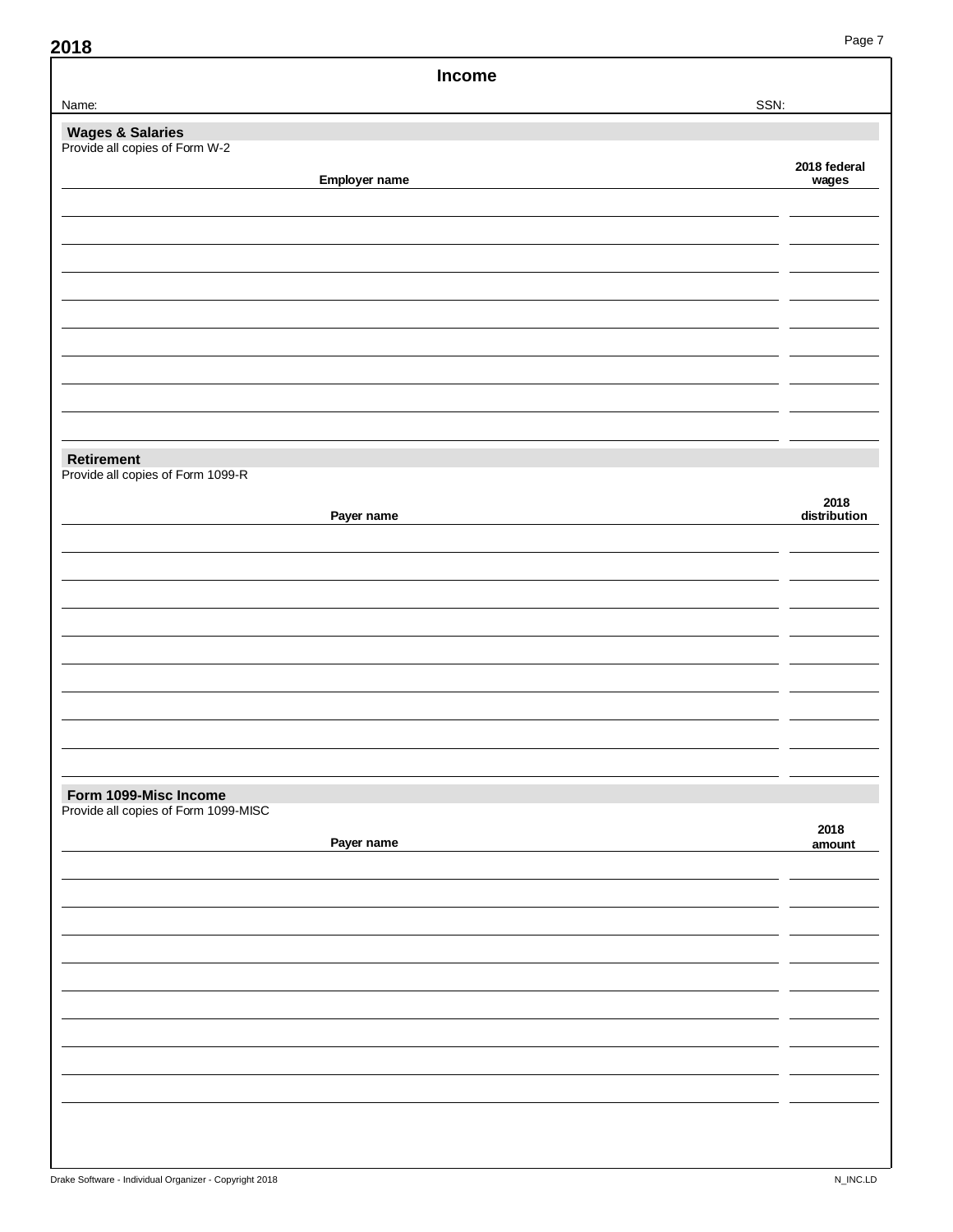# Income

Name: SSN:

## Wages & Salaries

Provide all copies of Form W-2

| Employer name | 2018 federal wages |
|---|---|
| | |
| | |
| | |
| | |
| | |
| | |
| | |
| | |
| | |

## Retirement

Provide all copies of Form 1099-R

| Payer name | 2018 distribution |
|---|---|
| | |
| | |
| | |
| | |
| | |
| | |
| | |
| | |
| | |

## Form 1099-Misc Income

Provide all copies of Form 1099-MISC

| Payer name | 2018 amount |
|---|---|
| | |
| | |
| | |
| | |
| | |
| | |
| | |
| | |
| | |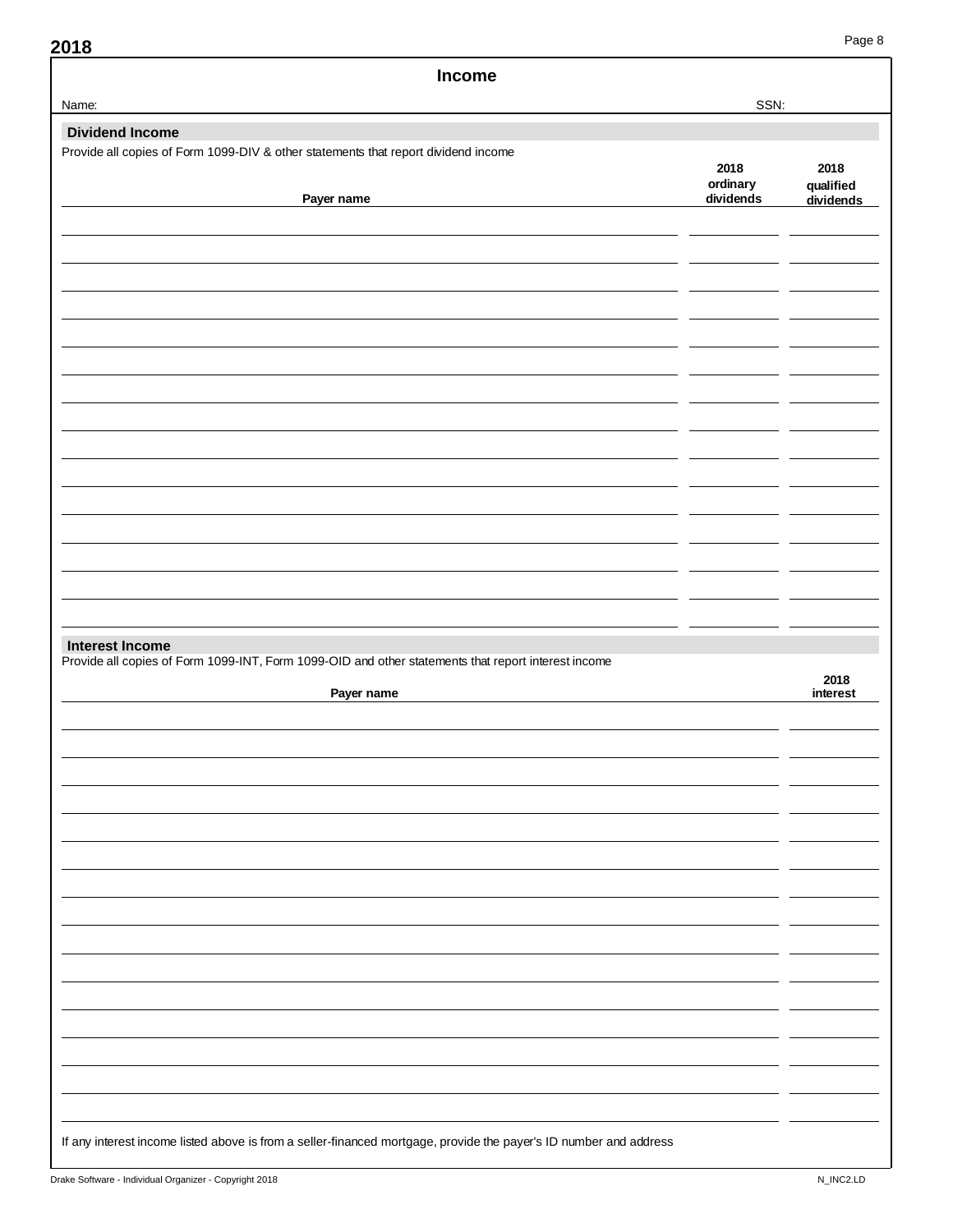# Income

Name: SSN:

## Dividend Income

Provide all copies of Form 1099-DIV & other statements that report dividend income

| Payer name | 2018 ordinary dividends | 2018 qualified dividends |
|---|---|---|
| | | |
| | | |
| | | |
| | | |
| | | |
| | | |
| | | |
| | | |
| | | |
| | | |
| | | |
| | | |
| | | |
| | | |
| | | |

## Interest Income

Provide all copies of Form 1099-INT, Form 1099-OID and other statements that report interest income

| Payer name | 2018 interest |
|---|---|
| | |
| | |
| | |
| | |
| | |
| | |
| | |
| | |
| | |
| | |
| | |
| | |
| | |
| | |
| | |

If any interest income listed above is from a seller-financed mortgage, provide the payer's ID number and address

Drake Software - Individual Organizer - Copyright 2018 N_INC2.LD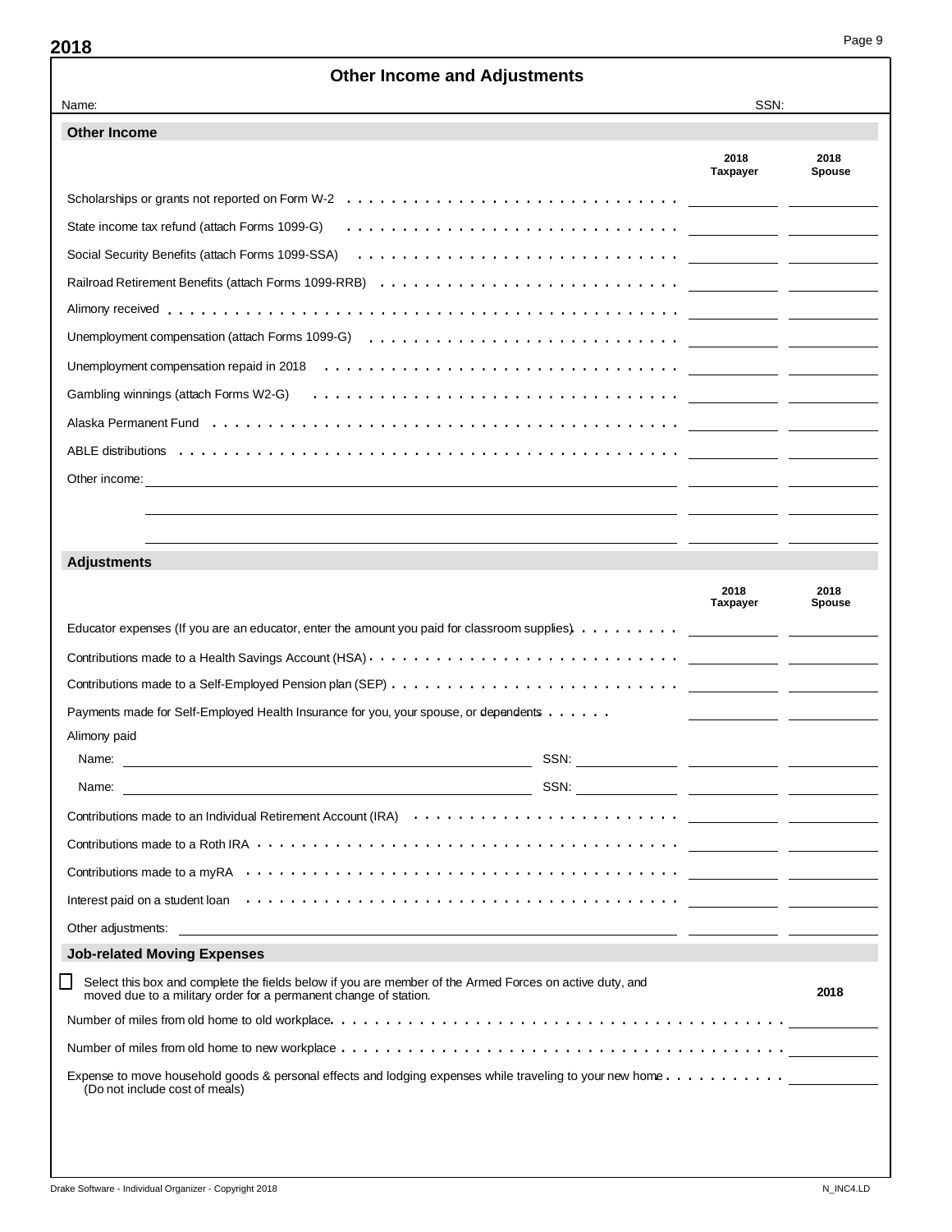# Other Income and Adjustments

Name: SSN:

## Other Income

| | 2018 Taxpayer | 2018 Spouse |
|---|---|---|
| Scholarships or grants not reported on Form W-2 | | |
| State income tax refund (attach Forms 1099-G) | | |
| Social Security Benefits (attach Forms 1099-SSA) | | |
| Railroad Retirement Benefits (attach Forms 1099-RRB) | | |
| Alimony received | | |
| Unemployment compensation (attach Forms 1099-G) | | |
| Unemployment compensation repaid in 2018 | | |
| Gambling winnings (attach Forms W2-G) | | |
| Alaska Permanent Fund | | |
| ABLE distributions | | |
| Other income: | | |
| | | |
| | | |

## Adjustments

| | 2018 Taxpayer | 2018 Spouse |
|---|---|---|
| Educator expenses (If you are an educator, enter the amount you paid for classroom supplies) | | |
| Contributions made to a Health Savings Account (HSA) | | |
| Contributions made to a Self-Employed Pension plan (SEP) | | |
| Payments made for Self-Employed Health Insurance for you, your spouse, or dependents | | |
| Alimony paid | | |
| Name: SSN: | | |
| Name: SSN: | | |
| Contributions made to an Individual Retirement Account (IRA) | | |
| Contributions made to a Roth IRA | | |
| Contributions made to a myRA | | |
| Interest paid on a student loan | | |
| Other adjustments: | | |

## Job-related Moving Expenses

☐ Select this box and complete the fields below if you are member of the Armed Forces on active duty, and moved due to a military order for a permanent change of station.

| | 2018 |
|---|---|
| Number of miles from old home to old workplace | |
| Number of miles from old home to new workplace | |
| Expense to move household goods & personal effects and lodging expenses while traveling to your new home (Do not include cost of meals) | |

Drake Software - Individual Organizer - Copyright 2018 N_INC4.LD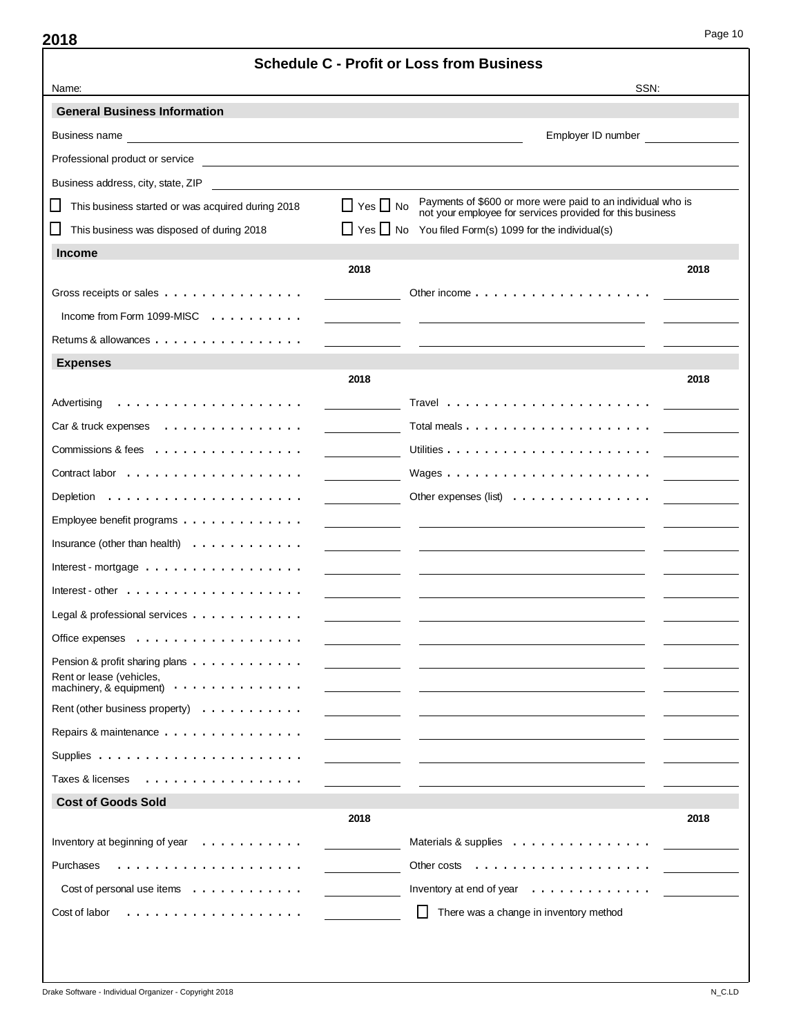**2018**

# Schedule C - Profit or Loss from Business

Name: ______________________ SSN: __________

## General Business Information

Business name ______________________ Employer ID number __________

Professional product or service ______________________

Business address, city, state, ZIP ______________________

☐ This business started or was acquired during 2018 — ☐ Yes ☐ No Payments of $600 or more were paid to an individual who is not your employee for services provided for this business

☐ This business was disposed of during 2018 — ☐ Yes ☐ No You filed Form(s) 1099 for the individual(s)

## Income

| | 2018 | | 2018 |
|---|---|---|---|
| Gross receipts or sales | | Other income | |
| Income from Form 1099-MISC | | | |
| Returns & allowances | | | |

## Expenses

| | 2018 | | 2018 |
|---|---|---|---|
| Advertising | | Travel | |
| Car & truck expenses | | Total meals | |
| Commissions & fees | | Utilities | |
| Contract labor | | Wages | |
| Depletion | | Other expenses (list) | |
| Employee benefit programs | | | |
| Insurance (other than health) | | | |
| Interest - mortgage | | | |
| Interest - other | | | |
| Legal & professional services | | | |
| Office expenses | | | |
| Pension & profit sharing plans | | | |
| Rent or lease (vehicles, machinery, & equipment) | | | |
| Rent (other business property) | | | |
| Repairs & maintenance | | | |
| Supplies | | | |
| Taxes & licenses | | | |

## Cost of Goods Sold

| | 2018 | | 2018 |
|---|---|---|---|
| Inventory at beginning of year | | Materials & supplies | |
| Purchases | | Other costs | |
| Cost of personal use items | | Inventory at end of year | |
| Cost of labor | | ☐ There was a change in inventory method | |

Drake Software - Individual Organizer - Copyright 2018 N_C.LD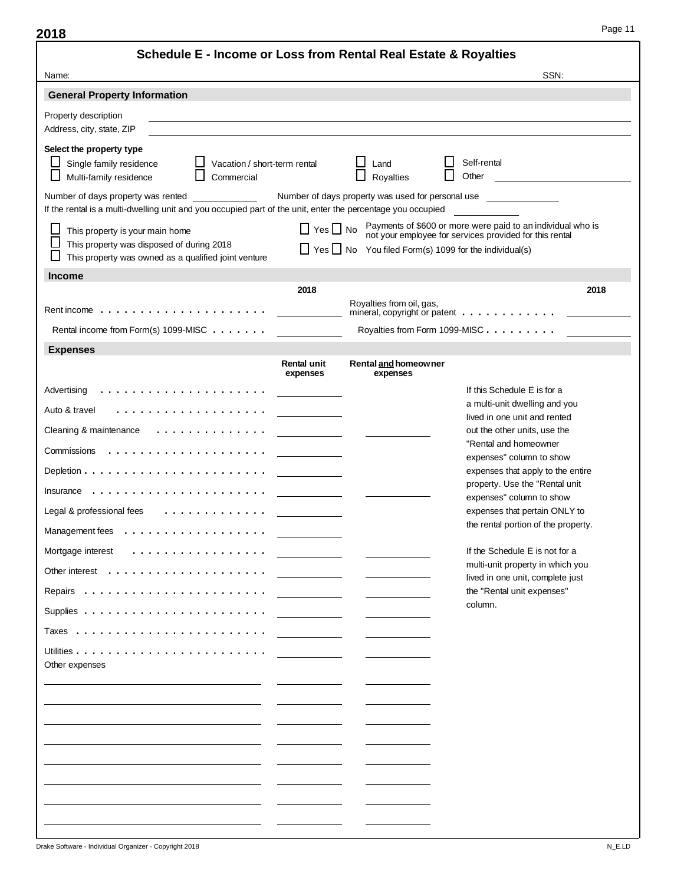**2018**

# Schedule E - Income or Loss from Rental Real Estate & Royalties

Name: SSN:

## General Property Information

Property description

Address, city, state, ZIP

**Select the property type**

- ☐ Single family residence
- ☐ Vacation / short-term rental
- ☐ Land
- ☐ Self-rental
- ☐ Multi-family residence
- ☐ Commercial
- ☐ Royalties
- ☐ Other

Number of days property was rented ______ Number of days property was used for personal use ______

If the rental is a multi-dwelling unit and you occupied part of the unit, enter the percentage you occupied ______

- ☐ This property is your main home
- ☐ This property was disposed of during 2018
- ☐ This property was owned as a qualified joint venture

☐ Yes ☐ No Payments of $600 or more were paid to an individual who is not your employee for services provided for this rental

☐ Yes ☐ No You filed Form(s) 1099 for the individual(s)

## Income

| | 2018 | | 2018 |
|---|---|---|---|
| Rent income | | Royalties from oil, gas, mineral, copyright or patent | |
| Rental income from Form(s) 1099-MISC | | Royalties from Form 1099-MISC | |

## Expenses

| | Rental unit expenses | Rental **and** homeowner expenses |
|---|---|---|
| Advertising | | |
| Auto & travel | | |
| Cleaning & maintenance | | |
| Commissions | | |
| Depletion | | |
| Insurance | | |
| Legal & professional fees | | |
| Management fees | | |
| Mortgage interest | | |
| Other interest | | |
| Repairs | | |
| Supplies | | |
| Taxes | | |
| Utilities | | |
| Other expenses | | |
| | | |
| | | |
| | | |
| | | |
| | | |
| | | |
| | | |
| | | |

If this Schedule E is for a multi-unit dwelling and you lived in one unit and rented out the other units, use the "Rental and homeowner expenses" column to show expenses that apply to the entire property. Use the "Rental unit expenses" column to show expenses that pertain ONLY to the rental portion of the property.

If the Schedule E is not for a multi-unit property in which you lived in one unit, complete just the "Rental unit expenses" column.

Drake Software - Individual Organizer - Copyright 2018 N_E.LD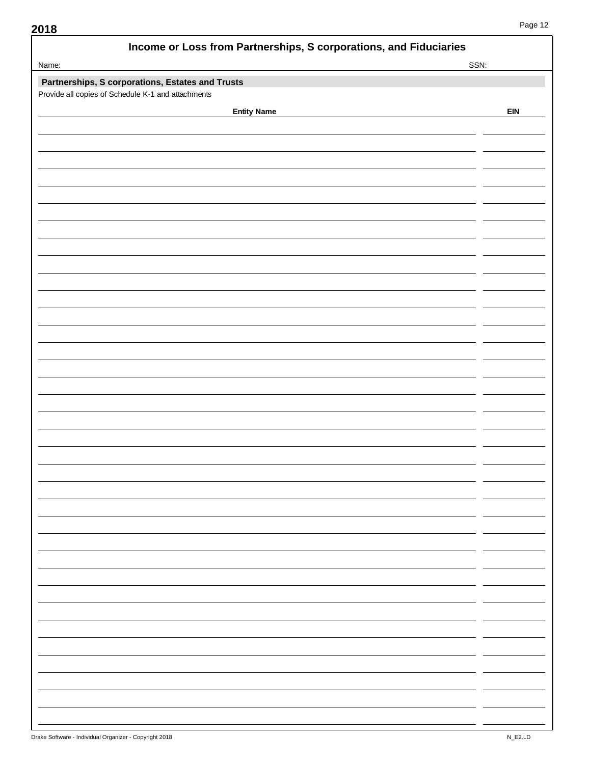2018

# Income or Loss from Partnerships, S corporations, and Fiduciaries

Name: SSN:

## Partnerships, S corporations, Estates and Trusts

Provide all copies of Schedule K-1 and attachments

| Entity Name | EIN |
|---|---|
| | |
| | |
| | |
| | |
| | |
| | |
| | |
| | |
| | |
| | |
| | |
| | |
| | |
| | |
| | |
| | |
| | |
| | |
| | |
| | |
| | |
| | |
| | |
| | |
| | |
| | |
| | |
| | |
| | |
| | |
| | |
| | |
| | |
| | |
| | |

Drake Software - Individual Organizer - Copyright 2018 N_E2.LD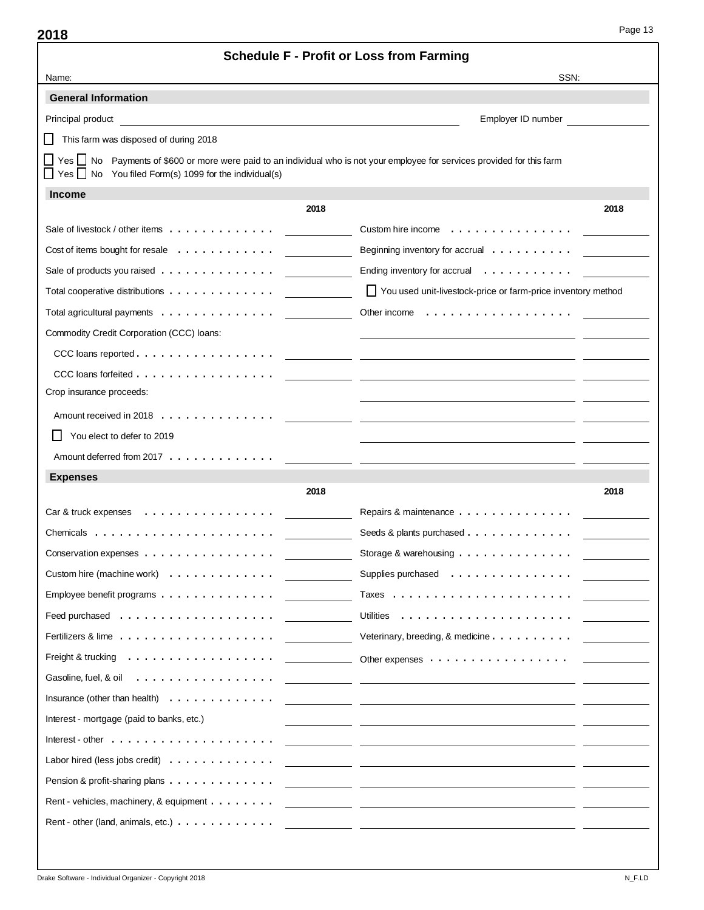**2018**

# Schedule F - Profit or Loss from Farming

Name: SSN:

## General Information

Principal product ______________________ Employer ID number ______________

☐ This farm was disposed of during 2018

☐ Yes ☐ No Payments of $600 or more were paid to an individual who is not your employee for services provided for this farm

☐ Yes ☐ No You filed Form(s) 1099 for the individual(s)

## Income

| | 2018 | | 2018 |
|---|---|---|---|
| Sale of livestock / other items | | Custom hire income | |
| Cost of items bought for resale | | Beginning inventory for accrual | |
| Sale of products you raised | | Ending inventory for accrual | |
| Total cooperative distributions | | ☐ You used unit-livestock-price or farm-price inventory method | |
| Total agricultural payments | | Other income | |
| Commodity Credit Corporation (CCC) loans: | | | |
| CCC loans reported | | | |
| CCC loans forfeited | | | |
| Crop insurance proceeds: | | | |
| Amount received in 2018 | | | |
| ☐ You elect to defer to 2019 | | | |
| Amount deferred from 2017 | | | |

## Expenses

| | 2018 | | 2018 |
|---|---|---|---|
| Car & truck expenses | | Repairs & maintenance | |
| Chemicals | | Seeds & plants purchased | |
| Conservation expenses | | Storage & warehousing | |
| Custom hire (machine work) | | Supplies purchased | |
| Employee benefit programs | | Taxes | |
| Feed purchased | | Utilities | |
| Fertilizers & lime | | Veterinary, breeding, & medicine | |
| Freight & trucking | | Other expenses | |
| Gasoline, fuel, & oil | | | |
| Insurance (other than health) | | | |
| Interest - mortgage (paid to banks, etc.) | | | |
| Interest - other | | | |
| Labor hired (less jobs credit) | | | |
| Pension & profit-sharing plans | | | |
| Rent - vehicles, machinery, & equipment | | | |
| Rent - other (land, animals, etc.) | | | |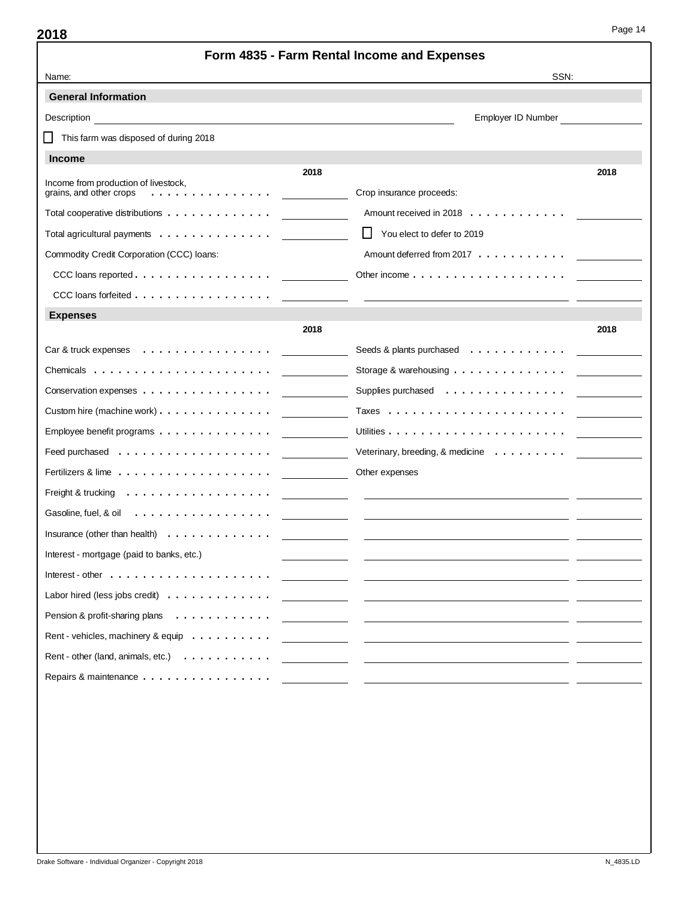# Form 4835 - Farm Rental Income and Expenses

Name: SSN:

## General Information

Description _______________ Employer ID Number _______________

☐ This farm was disposed of during 2018

## Income

| | 2018 | | 2018 |
|---|---|---|---|
| Income from production of livestock, grains, and other crops | | Crop insurance proceeds: | |
| Total cooperative distributions | | Amount received in 2018 | |
| Total agricultural payments | | ☐ You elect to defer to 2019 | |
| Commodity Credit Corporation (CCC) loans: | | Amount deferred from 2017 | |
| CCC loans reported | | Other income | |
| CCC loans forfeited | | | |

## Expenses

| | 2018 | | 2018 |
|---|---|---|---|
| Car & truck expenses | | Seeds & plants purchased | |
| Chemicals | | Storage & warehousing | |
| Conservation expenses | | Supplies purchased | |
| Custom hire (machine work) | | Taxes | |
| Employee benefit programs | | Utilities | |
| Feed purchased | | Veterinary, breeding, & medicine | |
| Fertilizers & lime | | Other expenses | |
| Freight & trucking | | | |
| Gasoline, fuel, & oil | | | |
| Insurance (other than health) | | | |
| Interest - mortgage (paid to banks, etc.) | | | |
| Interest - other | | | |
| Labor hired (less jobs credit) | | | |
| Pension & profit-sharing plans | | | |
| Rent - vehicles, machinery & equip | | | |
| Rent - other (land, animals, etc.) | | | |
| Repairs & maintenance | | | |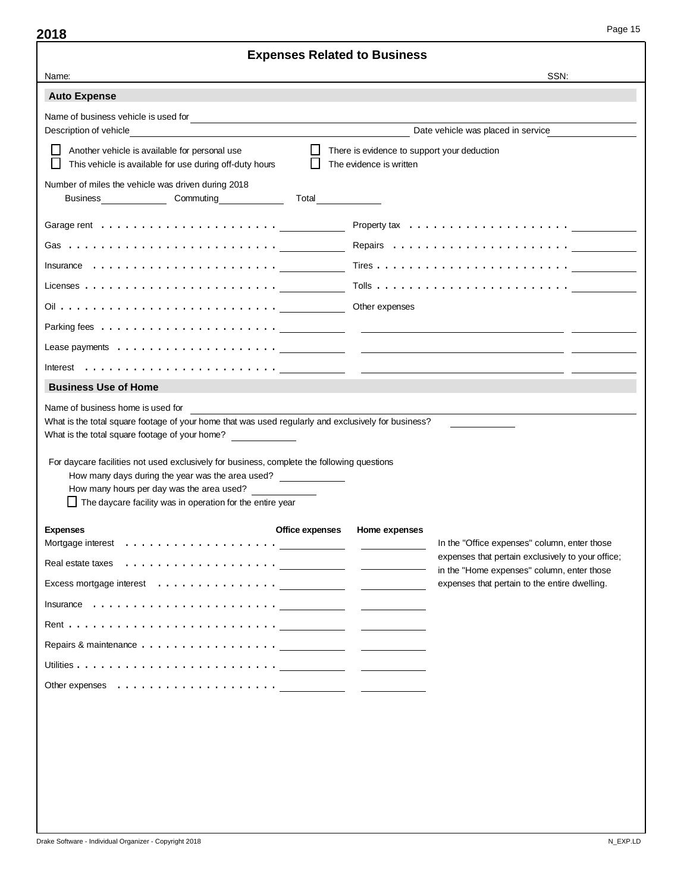**2018**

# Expenses Related to Business

Name: SSN:

## Auto Expense

Name of business vehicle is used for

Description of vehicle Date vehicle was placed in service

- ☐ Another vehicle is available for personal use
- ☐ This vehicle is available for use during off-duty hours
- ☐ There is evidence to support your deduction
- ☐ The evidence is written

Number of miles the vehicle was driven during 2018

Business Commuting Total

| | | | |
|---|---|---|---|
| Garage rent | | Property tax | |
| Gas | | Repairs | |
| Insurance | | Tires | |
| Licenses | | Tolls | |
| Oil | | Other expenses | |
| Parking fees | | | |
| Lease payments | | | |
| Interest | | | |

## Business Use of Home

Name of business home is used for

What is the total square footage of your home that was used regularly and exclusively for business?

What is the total square footage of your home?

For daycare facilities not used exclusively for business, complete the following questions

How many days during the year was the area used?

How many hours per day was the area used?

☐ The daycare facility was in operation for the entire year

| Expenses | Office expenses | Home expenses |
|---|---|---|
| Mortgage interest | | |
| Real estate taxes | | |
| Excess mortgage interest | | |
| Insurance | | |
| Rent | | |
| Repairs & maintenance | | |
| Utilities | | |
| Other expenses | | |

In the "Office expenses" column, enter those expenses that pertain exclusively to your office; in the "Home expenses" column, enter those expenses that pertain to the entire dwelling.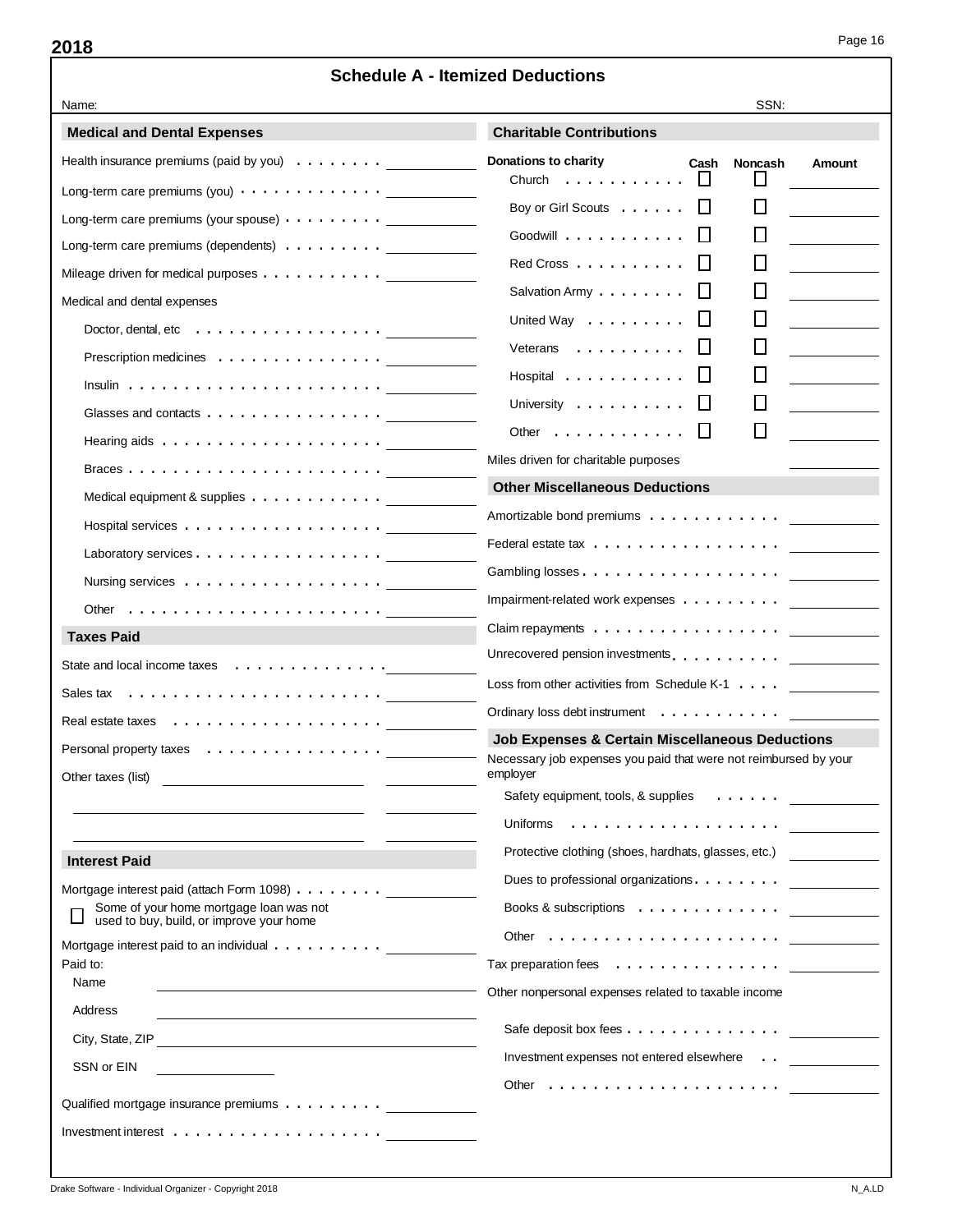**2018**

# Schedule A - Itemized Deductions

Name: SSN:

## Medical and Dental Expenses

| Item | Amount |
|---|---|
| Health insurance premiums (paid by you) | |
| Long-term care premiums (you) | |
| Long-term care premiums (your spouse) | |
| Long-term care premiums (dependents) | |
| Mileage driven for medical purposes | |

Medical and dental expenses

| Item | Amount |
|---|---|
| Doctor, dental, etc | |
| Prescription medicines | |
| Insulin | |
| Glasses and contacts | |
| Hearing aids | |
| Braces | |
| Medical equipment & supplies | |
| Hospital services | |
| Laboratory services | |
| Nursing services | |
| Other | |

## Taxes Paid

| Item | Amount |
|---|---|
| State and local income taxes | |
| Sales tax | |
| Real estate taxes | |
| Personal property taxes | |
| Other taxes (list) | |
| | |
| | |

## Interest Paid

| Item | Amount |
|---|---|
| Mortgage interest paid (attach Form 1098) | |

☐ Some of your home mortgage loan was not used to buy, build, or improve your home

| Item | Amount |
|---|---|
| Mortgage interest paid to an individual | |

Paid to:

Name

Address

City, State, ZIP

SSN or EIN

| Item | Amount |
|---|---|
| Qualified mortgage insurance premiums | |
| Investment interest | |

## Charitable Contributions

| Donations to charity | Cash | Noncash | Amount |
|---|---|---|---|
| Church | ☐ | ☐ | |
| Boy or Girl Scouts | ☐ | ☐ | |
| Goodwill | ☐ | ☐ | |
| Red Cross | ☐ | ☐ | |
| Salvation Army | ☐ | ☐ | |
| United Way | ☐ | ☐ | |
| Veterans | ☐ | ☐ | |
| Hospital | ☐ | ☐ | |
| University | ☐ | ☐ | |
| Other | ☐ | ☐ | |
| Miles driven for charitable purposes | | | |

## Other Miscellaneous Deductions

| Item | Amount |
|---|---|
| Amortizable bond premiums | |
| Federal estate tax | |
| Gambling losses | |
| Impairment-related work expenses | |
| Claim repayments | |
| Unrecovered pension investments | |
| Loss from other activities from Schedule K-1 | |
| Ordinary loss debt instrument | |

## Job Expenses & Certain Miscellaneous Deductions

Necessary job expenses you paid that were not reimbursed by your employer

| Item | Amount |
|---|---|
| Safety equipment, tools, & supplies | |
| Uniforms | |
| Protective clothing (shoes, hardhats, glasses, etc.) | |
| Dues to professional organizations | |
| Books & subscriptions | |
| Other | |
| Tax preparation fees | |

Other nonpersonal expenses related to taxable income

| Item | Amount |
|---|---|
| Safe deposit box fees | |
| Investment expenses not entered elsewhere | |
| Other | |

Drake Software - Individual Organizer - Copyright 2018 N_A.LD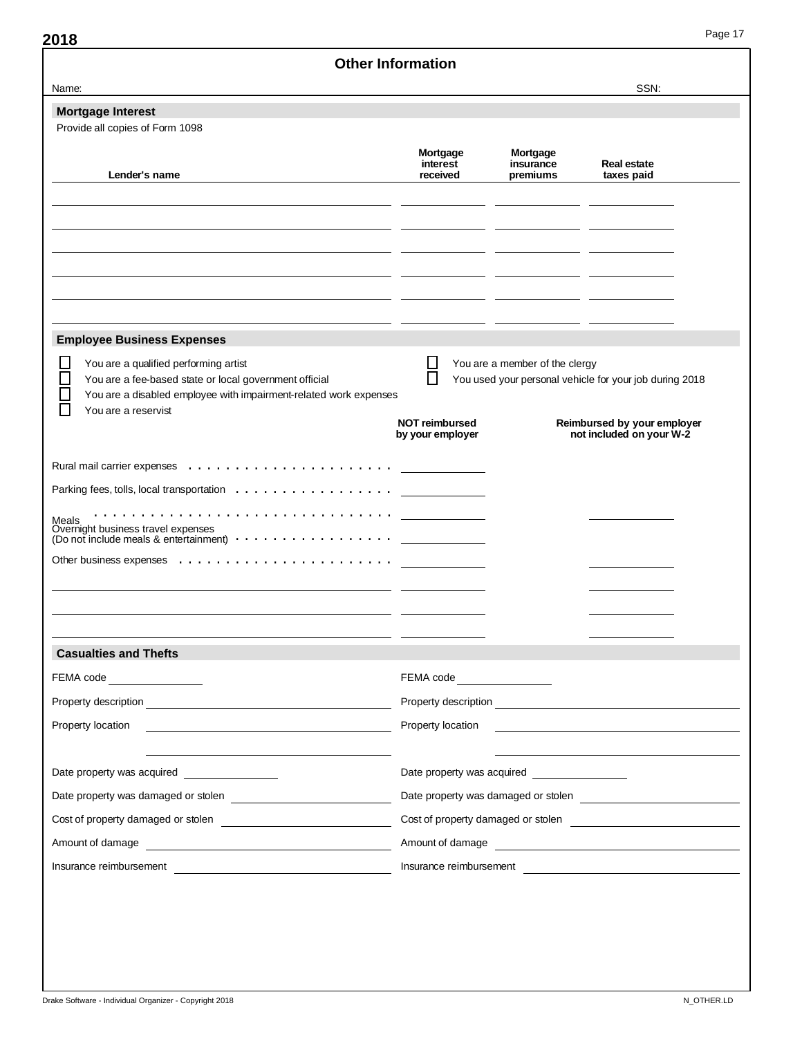# Other Information

Name: SSN:

## Mortgage Interest

Provide all copies of Form 1098

| Lender's name | Mortgage interest received | Mortgage insurance premiums | Real estate taxes paid |
|---|---|---|---|
| | | | |
| | | | |
| | | | |
| | | | |
| | | | |
| | | | |

## Employee Business Expenses

☐ You are a qualified performing artist
☐ You are a fee-based state or local government official
☐ You are a disabled employee with impairment-related work expenses
☐ You are a reservist
☐ You are a member of the clergy
☐ You used your personal vehicle for your job during 2018

| | NOT reimbursed by your employer | Reimbursed by your employer not included on your W-2 |
|---|---|---|
| Rural mail carrier expenses | | |
| Parking fees, tolls, local transportation | | |
| Meals | | |
| Overnight business travel expenses (Do not include meals & entertainment) | | |
| Other business expenses | | |
| | | |
| | | |
| | | |

## Casualties and Thefts

| | |
|---|---|
| FEMA code | FEMA code |
| Property description | Property description |
| Property location | Property location |
| Date property was acquired | Date property was acquired |
| Date property was damaged or stolen | Date property was damaged or stolen |
| Cost of property damaged or stolen | Cost of property damaged or stolen |
| Amount of damage | Amount of damage |
| Insurance reimbursement | Insurance reimbursement |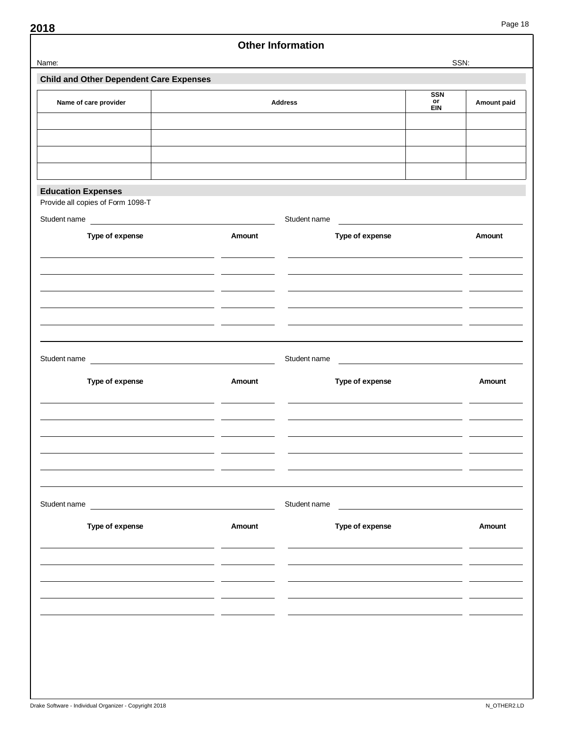# Other Information

Name: SSN:

## Child and Other Dependent Care Expenses

| Name of care provider | Address | SSN or EIN | Amount paid |
| --- | --- | --- | --- |
| | | | |
| | | | |
| | | | |
| | | | |

## Education Expenses

Provide all copies of Form 1098-T

Student name

| Type of expense | Amount |
| --- | --- |
| | |
| | |
| | |
| | |
| | |

Student name

| Type of expense | Amount |
| --- | --- |
| | |
| | |
| | |
| | |
| | |

Student name

| Type of expense | Amount |
| --- | --- |
| | |
| | |
| | |
| | |
| | |

Student name

| Type of expense | Amount |
| --- | --- |
| | |
| | |
| | |
| | |
| | |

Student name

| Type of expense | Amount |
| --- | --- |
| | |
| | |
| | |
| | |
| | |

Student name

| Type of expense | Amount |
| --- | --- |
| | |
| | |
| | |
| | |
| | |